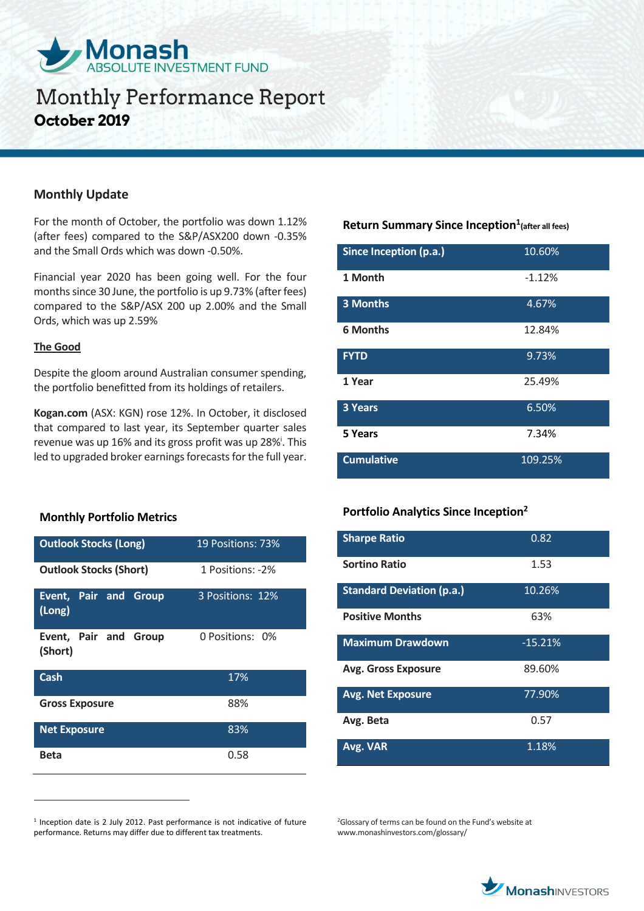# Monash ABSOLUTE INVESTMENT FUND

# Monthly Performance Report

**October 2019**

## Monthly Update

For the month of October, the portfolio was down 1.12% (after fees) compared to the S&P/ASX200 down -0.35% and the Small Ords which was down -0.50%.

Financial year 2020 has been going well. For the four months since 30 June, the portfolio is up 9.73% (after fees) compared to the S&P/ASX 200 up 2.00% and the Small Ords, which was up 2.59%

### The Good

Despite the gloom around Australian consumer spending, the portfolio benefitted from its holdings of retailers.

**Kogan.com** (ASX: KGN) rose 12%. In October, it disclosed that compared to last year, its September quarter sales revenue was up 16% and its gross profit was up 28%[i]. This led to upgraded broker earnings forecasts for the full year.

### Return Summary Since Inception[1] (after all fees)

| | |
|---|---|
| Since Inception (p.a.) | 10.60% |
| 1 Month | -1.12% |
| 3 Months | 4.67% |
| 6 Months | 12.84% |
| FYTD | 9.73% |
| 1 Year | 25.49% |
| 3 Years | 6.50% |
| 5 Years | 7.34% |
| Cumulative | 109.25% |

### Monthly Portfolio Metrics

| | |
|---|---|
| Outlook Stocks (Long) | 19 Positions: 73% |
| Outlook Stocks (Short) | 1 Positions: -2% |
| Event, Pair and Group (Long) | 3 Positions: 12% |
| Event, Pair and Group (Short) | 0 Positions: 0% |
| Cash | 17% |
| Gross Exposure | 88% |
| Net Exposure | 83% |
| Beta | 0.58 |

### Portfolio Analytics Since Inception[2]

| | |
|---|---|
| Sharpe Ratio | 0.82 |
| Sortino Ratio | 1.53 |
| Standard Deviation (p.a.) | 10.26% |
| Positive Months | 63% |
| Maximum Drawdown | -15.21% |
| Avg. Gross Exposure | 89.60% |
| Avg. Net Exposure | 77.90% |
| Avg. Beta | 0.57 |
| Avg. VAR | 1.18% |

[1] Inception date is 2 July 2012. Past performance is not indicative of future performance. Returns may differ due to different tax treatments.

[2] Glossary of terms can be found on the Fund's website at www.monashinvestors.com/glossary/

Monash INVESTORS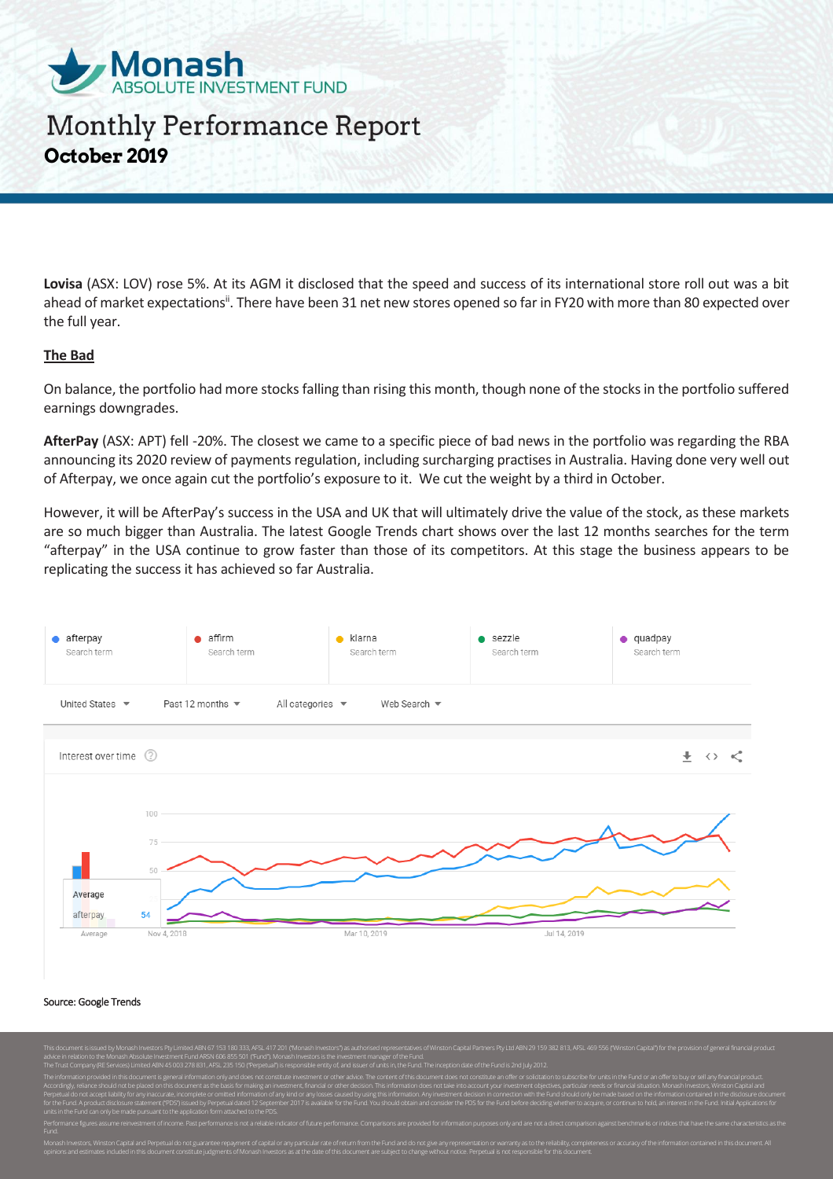**Lovisa** (ASX: LOV) rose 5%. At its AGM it disclosed that the speed and success of its international store roll out was a bit ahead of market expectations[ii]. There have been 31 net new stores opened so far in FY20 with more than 80 expected over the full year.

## The Bad

On balance, the portfolio had more stocks falling than rising this month, though none of the stocks in the portfolio suffered earnings downgrades.

**AfterPay** (ASX: APT) fell -20%. The closest we came to a specific piece of bad news in the portfolio was regarding the RBA announcing its 2020 review of payments regulation, including surcharging practises in Australia. Having done very well out of Afterpay, we once again cut the portfolio's exposure to it. We cut the weight by a third in October.

However, it will be AfterPay's success in the USA and UK that will ultimately drive the value of the stock, as these markets are so much bigger than Australia. The latest Google Trends chart shows over the last 12 months searches for the term "afterpay" in the USA continue to grow faster than those of its competitors. At this stage the business appears to be replicating the success it has achieved so far Australia.

Source: Google Trends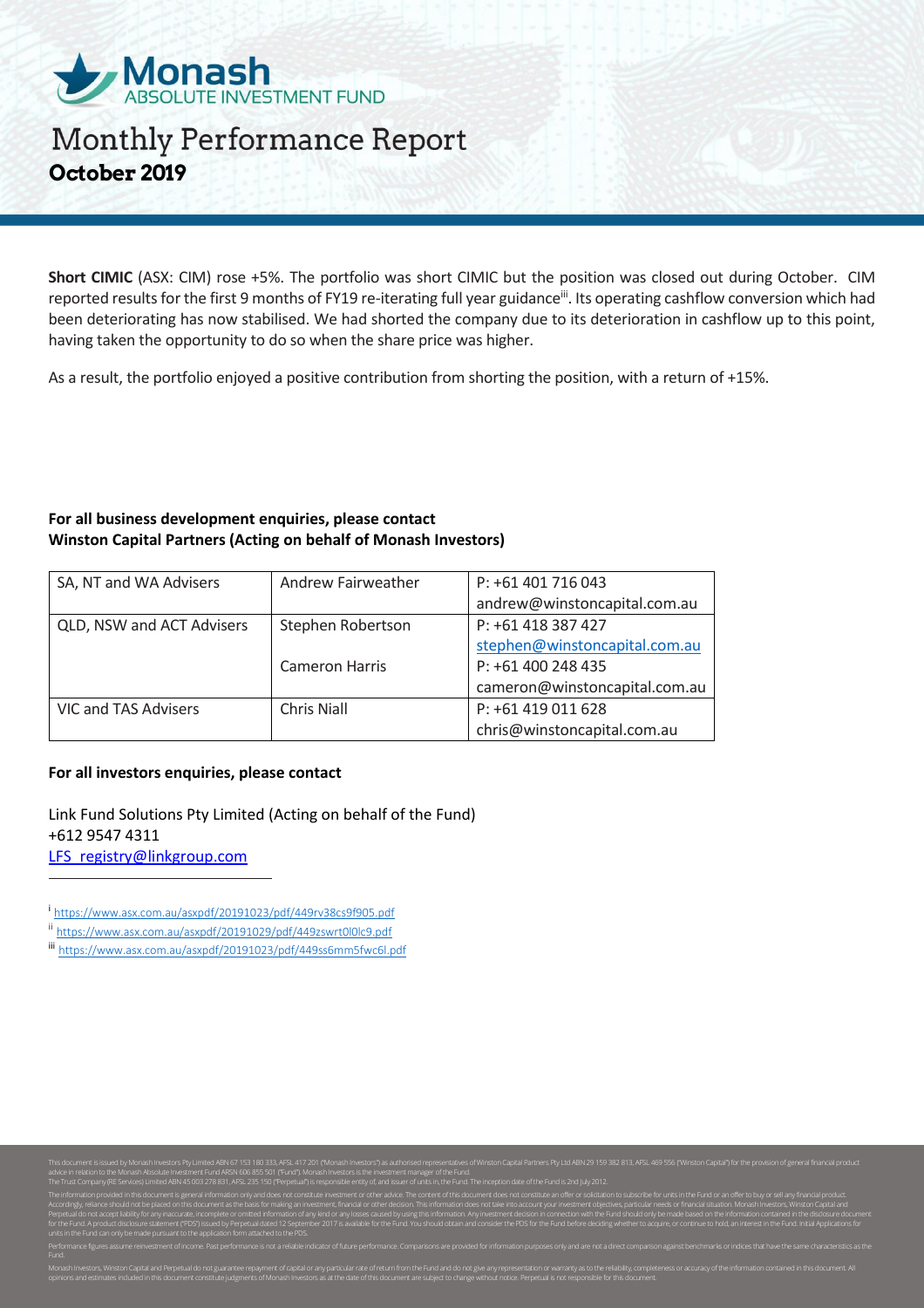# Monash ABSOLUTE INVESTMENT FUND

# Monthly Performance Report

**October 2019**

**Short CIMIC** (ASX: CIM) rose +5%. The portfolio was short CIMIC but the position was closed out during October. CIM reported results for the first 9 months of FY19 re-iterating full year guidance[iii]. Its operating cashflow conversion which had been deteriorating has now stabilised. We had shorted the company due to its deterioration in cashflow up to this point, having taken the opportunity to do so when the share price was higher.

As a result, the portfolio enjoyed a positive contribution from shorting the position, with a return of +15%.

**For all business development enquiries, please contact**
**Winston Capital Partners (Acting on behalf of Monash Investors)**

| | | |
|---|---|---|
| SA, NT and WA Advisers | Andrew Fairweather | P: +61 401 716 043<br>andrew@winstoncapital.com.au |
| QLD, NSW and ACT Advisers | Stephen Robertson<br><br>Cameron Harris | P: +61 418 387 427<br>stephen@winstoncapital.com.au<br>P: +61 400 248 435<br>cameron@winstoncapital.com.au |
| VIC and TAS Advisers | Chris Niall | P: +61 419 011 628<br>chris@winstoncapital.com.au |

**For all investors enquiries, please contact**

Link Fund Solutions Pty Limited (Acting on behalf of the Fund)
+612 9547 4311
LFS_registry@linkgroup.com

[i] https://www.asx.com.au/asxpdf/20191023/pdf/449rv38cs9f905.pdf
[ii] https://www.asx.com.au/asxpdf/20191029/pdf/449zswrt0l0lc9.pdf
[iii] https://www.asx.com.au/asxpdf/20191023/pdf/449ss6mm5fwc6l.pdf

This document is issued by Monash Investors Pty Limited ABN 67 153 180 333, AFSL 417 201 ("Monash Investors") as authorised representatives of Winston Capital Partners Pty Ltd ABN 29 159 382 813, AFSL 469 556 ("Winston Capital") for the provision of general financial product advice in relation to the Monash Absolute Investment Fund ARSN 606 855 501 ("Fund"). Monash Investors is the investment manager of the Fund. The Trust Company (RE Services) Limited ABN 45 003 278 831, AFSL 235 150 ("Perpetual") is responsible entity of, and issuer of units in, the Fund. The inception date of the Fund is 2nd July 2012.

The information provided in this document is general information only and does not constitute investment or other advice. The content of this document does not constitute an offer or solicitation to subscribe for units in the Fund or an offer to buy or sell any financial product. Accordingly, reliance should not be placed on this document as the basis for making an investment, financial or other decision. This information does not take into account your investment objectives, particular needs or financial situation. Monash Investors, Winston Capital and Perpetual do not accept liability for any inaccurate, incomplete or omitted information of any kind or any losses caused by using this information. Any investment decision in connection with the Fund should only be made based on the information contained in the disclosure document for the Fund. A product disclosure statement ("PDS") issued by Perpetual dated 12 September 2017 is available for the Fund. You should obtain and consider the PDS for the Fund before deciding whether to acquire, or continue to hold, an interest in the Fund. Initial Applications for units in the Fund can only be made pursuant to the application form attached to the PDS.

Performance figures assume reinvestment of income. Past performance is not a reliable indicator of future performance. Comparisons are provided for information purposes only and are not a direct comparison against benchmarks or indices that have the same characteristics as the Fund.

Monash Investors, Winston Capital and Perpetual do not guarantee repayment of capital or any particular rate of return from the Fund and do not give any representation or warranty as to the reliability, completeness or accuracy of the information contained in this document. All opinions and estimates included in this document constitute judgments of Monash Investors as at the date of this document are subject to change without notice. Perpetual is not responsible for this document.